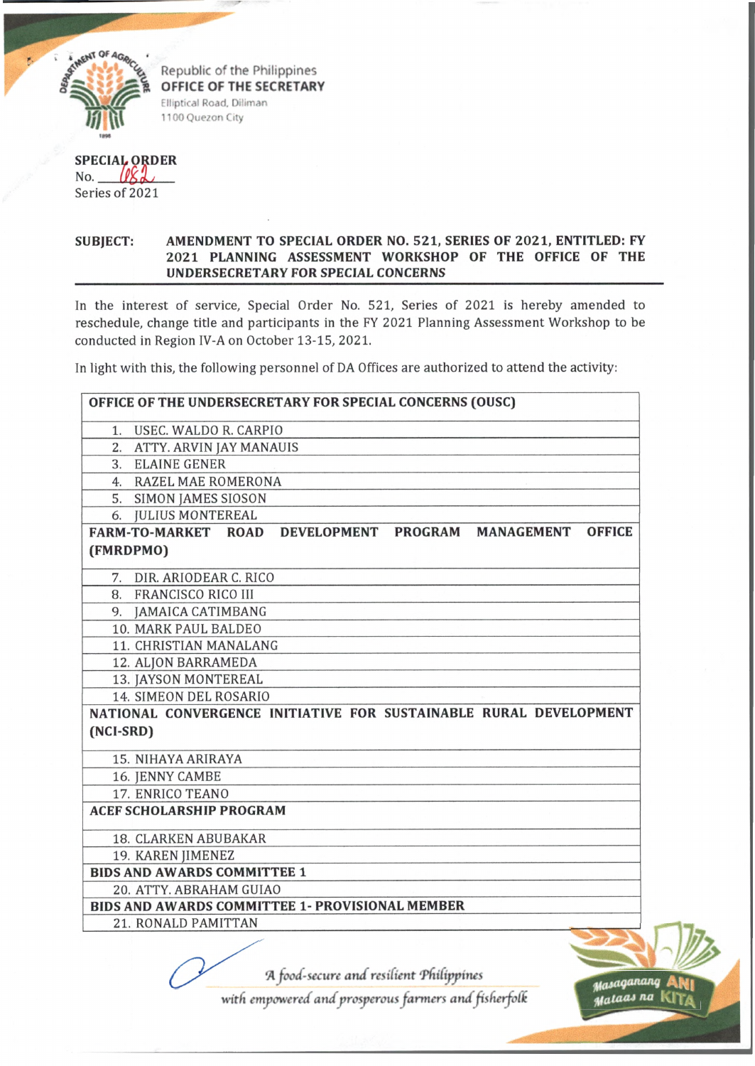Republic of the Philippines
**OFFICE OF THE SECRETARY**
Elliptical Road, Diliman
1100 Quezon City

**SPECIAL ORDER**
No. 082
Series of 2021

**SUBJECT: AMENDMENT TO SPECIAL ORDER NO. 521, SERIES OF 2021, ENTITLED: FY 2021 PLANNING ASSESSMENT WORKSHOP OF THE OFFICE OF THE UNDERSECRETARY FOR SPECIAL CONCERNS**

In the interest of service, Special Order No. 521, Series of 2021 is hereby amended to reschedule, change title and participants in the FY 2021 Planning Assessment Workshop to be conducted in Region IV-A on October 13-15, 2021.

In light with this, the following personnel of DA Offices are authorized to attend the activity:

| **OFFICE OF THE UNDERSECRETARY FOR SPECIAL CONCERNS (OUSC)** |
|---|
| 1. USEC. WALDO R. CARPIO |
| 2. ATTY. ARVIN JAY MANAUIS |
| 3. ELAINE GENER |
| 4. RAZEL MAE ROMERONA |
| 5. SIMON JAMES SIOSON |
| 6. JULIUS MONTEREAL |
| **FARM-TO-MARKET ROAD DEVELOPMENT PROGRAM MANAGEMENT OFFICE (FMRDPMO)** |
| 7. DIR. ARIODEAR C. RICO |
| 8. FRANCISCO RICO III |
| 9. JAMAICA CATIMBANG |
| 10. MARK PAUL BALDEO |
| 11. CHRISTIAN MANALANG |
| 12. ALJON BARRAMEDA |
| 13. JAYSON MONTEREAL |
| 14. SIMEON DEL ROSARIO |
| **NATIONAL CONVERGENCE INITIATIVE FOR SUSTAINABLE RURAL DEVELOPMENT (NCI-SRD)** |
| 15. NIHAYA ARIRAYA |
| 16. JENNY CAMBE |
| 17. ENRICO TEANO |
| **ACEF SCHOLARSHIP PROGRAM** |
| 18. CLARKEN ABUBAKAR |
| 19. KAREN JIMENEZ |
| **BIDS AND AWARDS COMMITTEE 1** |
| 20. ATTY. ABRAHAM GUIAO |
| **BIDS AND AWARDS COMMITTEE 1- PROVISIONAL MEMBER** |
| 21. RONALD PAMITTAN |

*A food-secure and resilient Philippines with empowered and prosperous farmers and fisherfolk*

Masaganang ANI Mataas na KITA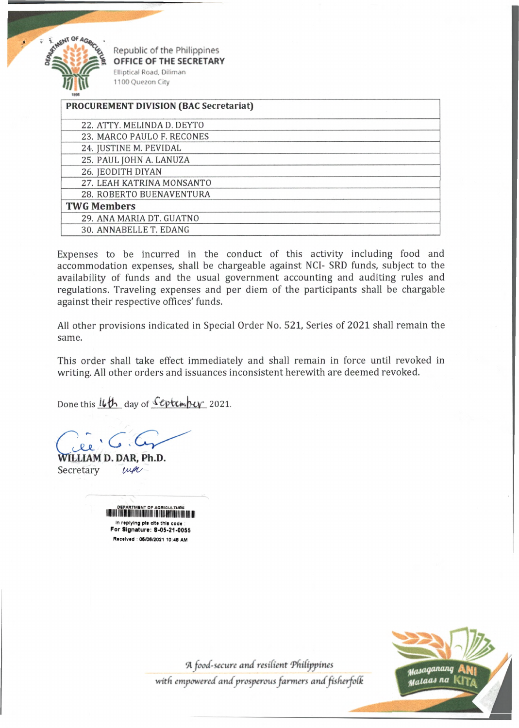Republic of the Philippines
**OFFICE OF THE SECRETARY**
Elliptical Road, Diliman
1100 Quezon City

| **PROCUREMENT DIVISION (BAC Secretariat)** |
|---|
| 22. ATTY. MELINDA D. DEYTO |
| 23. MARCO PAULO F. RECONES |
| 24. JUSTINE M. PEVIDAL |
| 25. PAUL JOHN A. LANUZA |
| 26. JEODITH DIYAN |
| 27. LEAH KATRINA MONSANTO |
| 28. ROBERTO BUENAVENTURA |
| **TWG Members** |
| 29. ANA MARIA DT. GUATNO |
| 30. ANNABELLE T. EDANG |

Expenses to be incurred in the conduct of this activity including food and accommodation expenses, shall be chargeable against NCI- SRD funds, subject to the availability of funds and the usual government accounting and auditing rules and regulations. Traveling expenses and per diem of the participants shall be chargable against their respective offices' funds.

All other provisions indicated in Special Order No. 521, Series of 2021 shall remain the same.

This order shall take effect immediately and shall remain in force until revoked in writing. All other orders and issuances inconsistent herewith are deemed revoked.

Done this 16th day of September 2021.

**WILLIAM D. DAR, Ph.D.**
Secretary

DEPARTMENT OF AGRICULTURE
In replying pls cite this code :
**For Signature: S-05-21-0055**
Received : 05/06/2021 10:49 AM

*A food-secure and resilient Philippines with empowered and prosperous farmers and fisherfolk*

Masaganang ANI Mataas na KITA